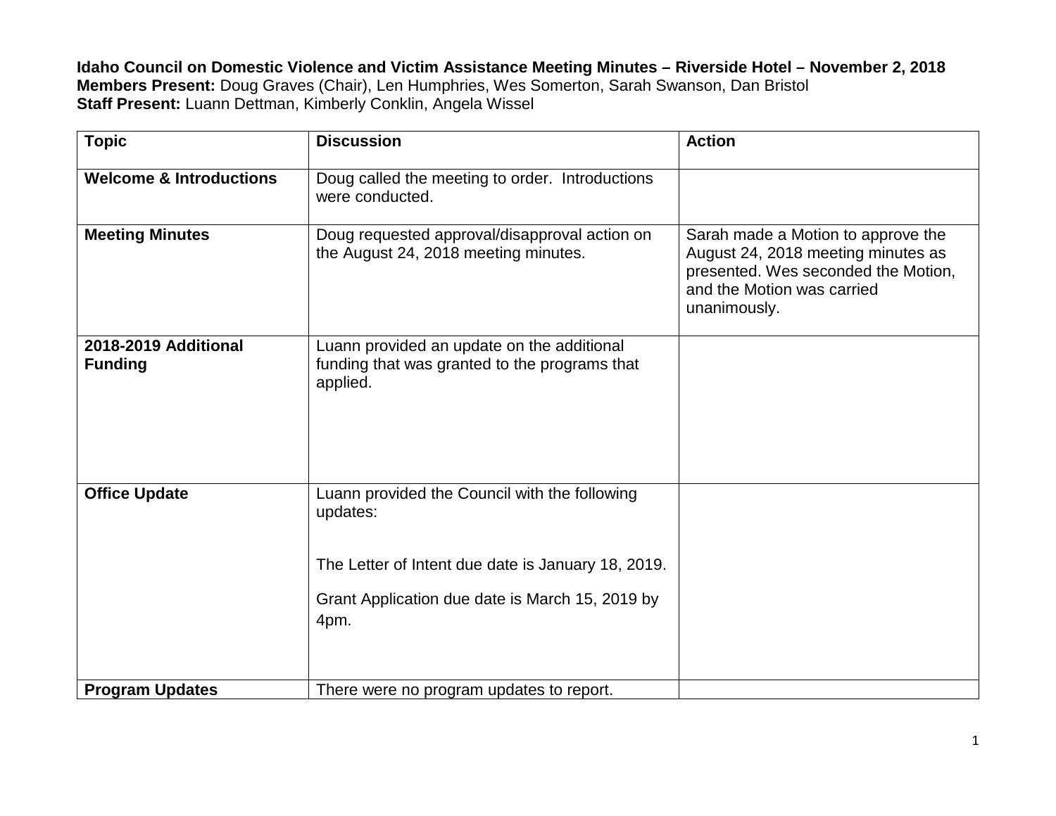**Idaho Council on Domestic Violence and Victim Assistance Meeting Minutes – Riverside Hotel – November 2, 2018**
**Members Present:** Doug Graves (Chair), Len Humphries, Wes Somerton, Sarah Swanson, Dan Bristol
**Staff Present:** Luann Dettman, Kimberly Conklin, Angela Wissel

| Topic | Discussion | Action |
|---|---|---|
| **Welcome & Introductions** | Doug called the meeting to order. Introductions were conducted. | |
| **Meeting Minutes** | Doug requested approval/disapproval action on the August 24, 2018 meeting minutes. | Sarah made a Motion to approve the August 24, 2018 meeting minutes as presented. Wes seconded the Motion, and the Motion was carried unanimously. |
| **2018-2019 Additional Funding** | Luann provided an update on the additional funding that was granted to the programs that applied. | |
| **Office Update** | Luann provided the Council with the following updates:<br><br>The Letter of Intent due date is January 18, 2019.<br><br>Grant Application due date is March 15, 2019 by 4pm. | |
| **Program Updates** | There were no program updates to report. | |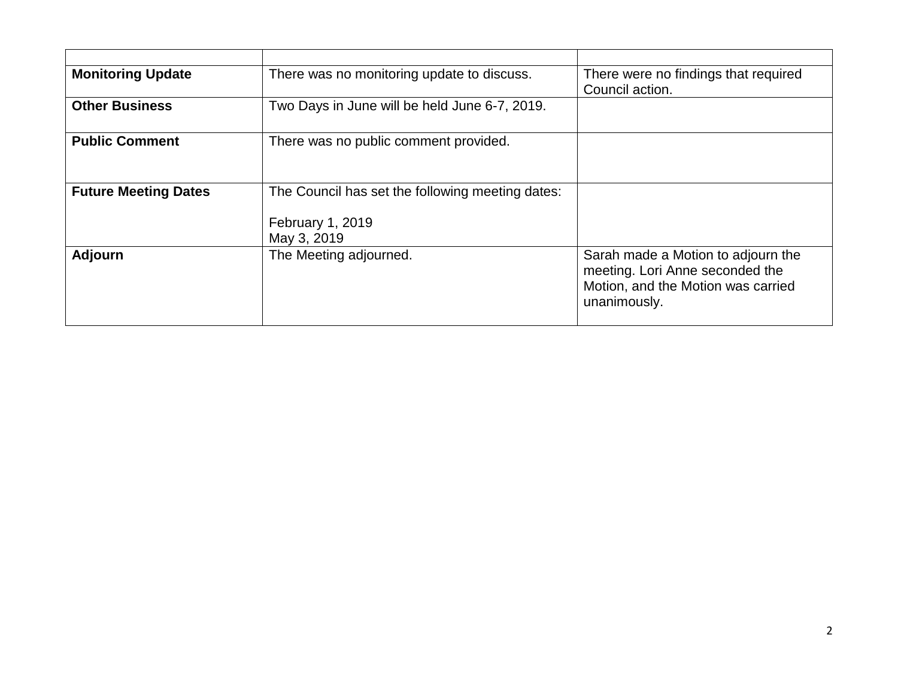| | | |
|---|---|---|
| **Monitoring Update** | There was no monitoring update to discuss. | There were no findings that required Council action. |
| **Other Business** | Two Days in June will be held June 6-7, 2019. | |
| **Public Comment** | There was no public comment provided. | |
| **Future Meeting Dates** | The Council has set the following meeting dates:<br><br>February 1, 2019<br>May 3, 2019 | |
| **Adjourn** | The Meeting adjourned. | Sarah made a Motion to adjourn the meeting. Lori Anne seconded the Motion, and the Motion was carried unanimously. |